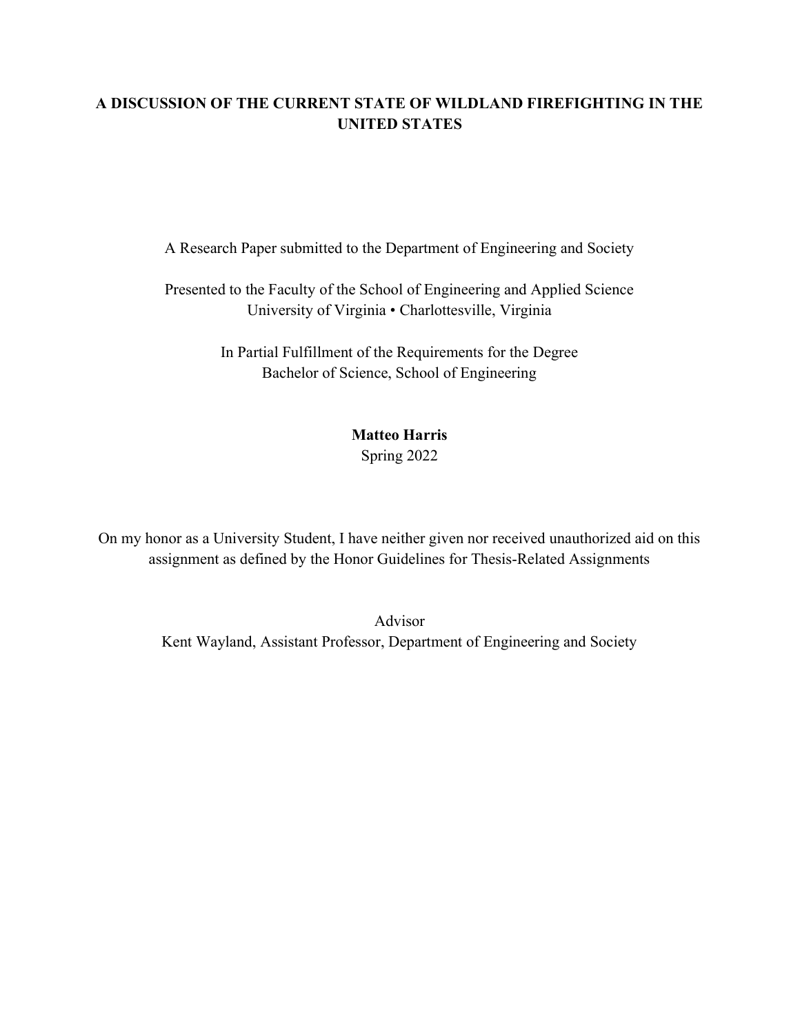# A DISCUSSION OF THE CURRENT STATE OF WILDLAND FIREFIGHTING IN THE UNITED STATES

A Research Paper submitted to the Department of Engineering and Society

Presented to the Faculty of the School of Engineering and Applied Science
University of Virginia • Charlottesville, Virginia

In Partial Fulfillment of the Requirements for the Degree
Bachelor of Science, School of Engineering

**Matteo Harris**
Spring 2022

On my honor as a University Student, I have neither given nor received unauthorized aid on this assignment as defined by the Honor Guidelines for Thesis-Related Assignments

Advisor
Kent Wayland, Assistant Professor, Department of Engineering and Society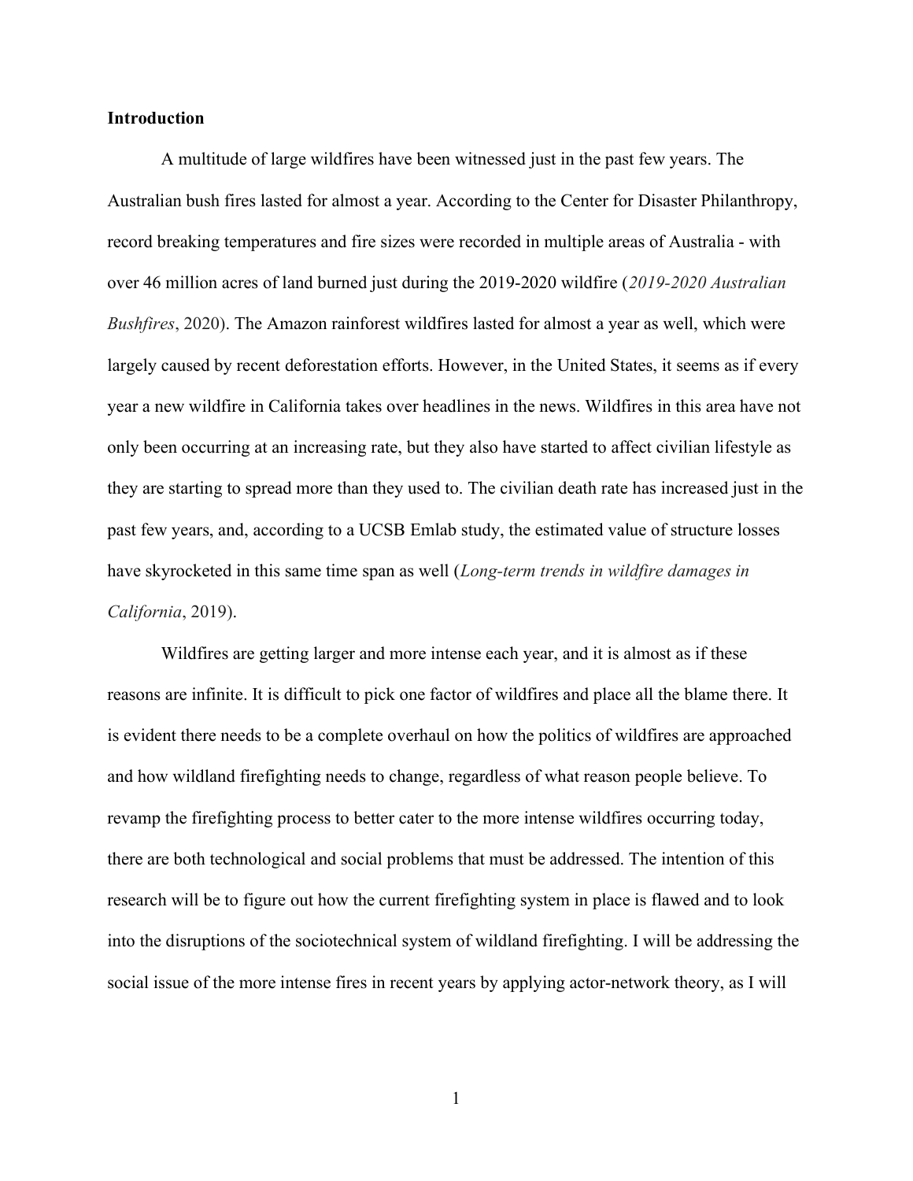**Introduction**

A multitude of large wildfires have been witnessed just in the past few years. The Australian bush fires lasted for almost a year. According to the Center for Disaster Philanthropy, record breaking temperatures and fire sizes were recorded in multiple areas of Australia - with over 46 million acres of land burned just during the 2019-2020 wildfire (*2019-2020 Australian Bushfires*, 2020). The Amazon rainforest wildfires lasted for almost a year as well, which were largely caused by recent deforestation efforts. However, in the United States, it seems as if every year a new wildfire in California takes over headlines in the news. Wildfires in this area have not only been occurring at an increasing rate, but they also have started to affect civilian lifestyle as they are starting to spread more than they used to. The civilian death rate has increased just in the past few years, and, according to a UCSB Emlab study, the estimated value of structure losses have skyrocketed in this same time span as well (*Long-term trends in wildfire damages in California*, 2019).

Wildfires are getting larger and more intense each year, and it is almost as if these reasons are infinite. It is difficult to pick one factor of wildfires and place all the blame there. It is evident there needs to be a complete overhaul on how the politics of wildfires are approached and how wildland firefighting needs to change, regardless of what reason people believe. To revamp the firefighting process to better cater to the more intense wildfires occurring today, there are both technological and social problems that must be addressed. The intention of this research will be to figure out how the current firefighting system in place is flawed and to look into the disruptions of the sociotechnical system of wildland firefighting. I will be addressing the social issue of the more intense fires in recent years by applying actor-network theory, as I will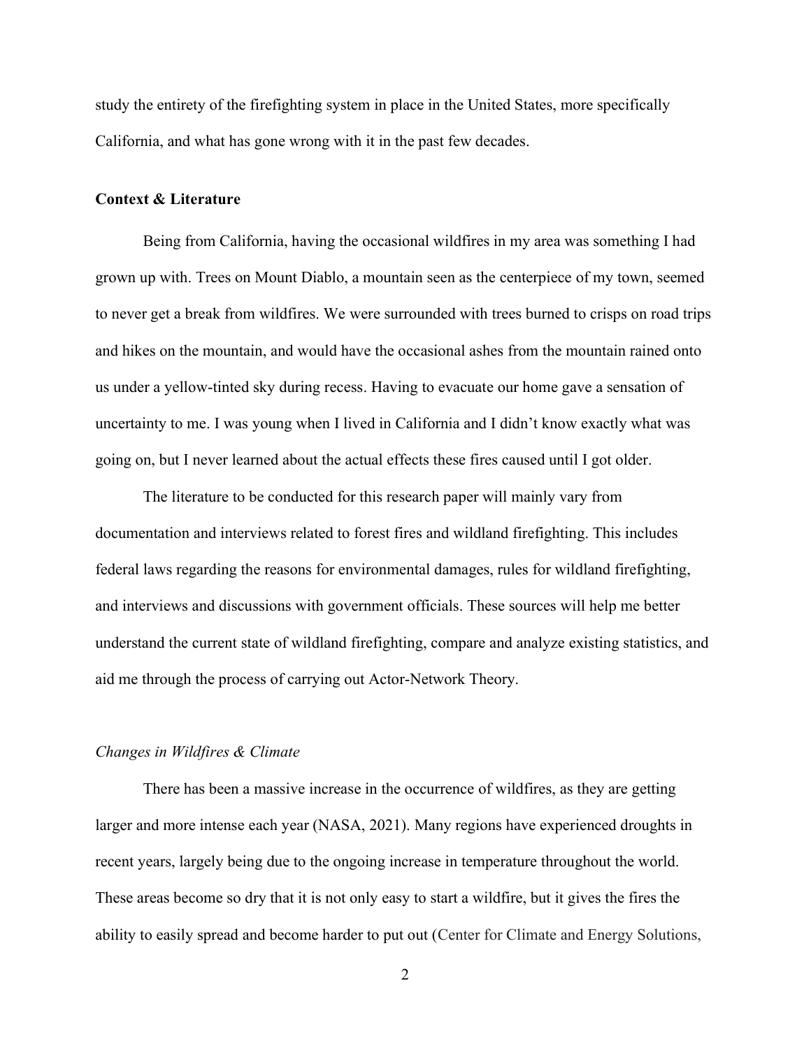study the entirety of the firefighting system in place in the United States, more specifically California, and what has gone wrong with it in the past few decades.

## Context & Literature

Being from California, having the occasional wildfires in my area was something I had grown up with. Trees on Mount Diablo, a mountain seen as the centerpiece of my town, seemed to never get a break from wildfires. We were surrounded with trees burned to crisps on road trips and hikes on the mountain, and would have the occasional ashes from the mountain rained onto us under a yellow-tinted sky during recess. Having to evacuate our home gave a sensation of uncertainty to me. I was young when I lived in California and I didn't know exactly what was going on, but I never learned about the actual effects these fires caused until I got older.

The literature to be conducted for this research paper will mainly vary from documentation and interviews related to forest fires and wildland firefighting. This includes federal laws regarding the reasons for environmental damages, rules for wildland firefighting, and interviews and discussions with government officials. These sources will help me better understand the current state of wildland firefighting, compare and analyze existing statistics, and aid me through the process of carrying out Actor-Network Theory.

### *Changes in Wildfires & Climate*

There has been a massive increase in the occurrence of wildfires, as they are getting larger and more intense each year (NASA, 2021). Many regions have experienced droughts in recent years, largely being due to the ongoing increase in temperature throughout the world. These areas become so dry that it is not only easy to start a wildfire, but it gives the fires the ability to easily spread and become harder to put out (Center for Climate and Energy Solutions,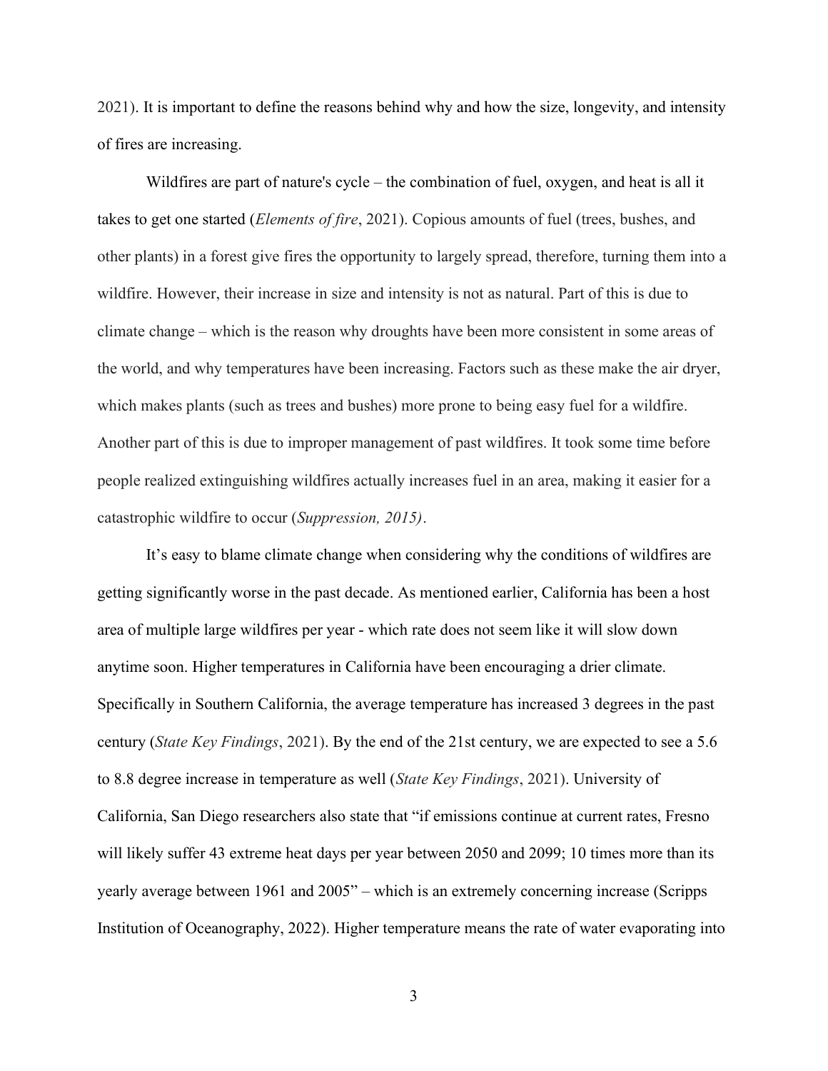2021). It is important to define the reasons behind why and how the size, longevity, and intensity of fires are increasing.

Wildfires are part of nature's cycle – the combination of fuel, oxygen, and heat is all it takes to get one started (*Elements of fire*, 2021). Copious amounts of fuel (trees, bushes, and other plants) in a forest give fires the opportunity to largely spread, therefore, turning them into a wildfire. However, their increase in size and intensity is not as natural. Part of this is due to climate change – which is the reason why droughts have been more consistent in some areas of the world, and why temperatures have been increasing. Factors such as these make the air dryer, which makes plants (such as trees and bushes) more prone to being easy fuel for a wildfire. Another part of this is due to improper management of past wildfires. It took some time before people realized extinguishing wildfires actually increases fuel in an area, making it easier for a catastrophic wildfire to occur (*Suppression, 2015)*.

It's easy to blame climate change when considering why the conditions of wildfires are getting significantly worse in the past decade. As mentioned earlier, California has been a host area of multiple large wildfires per year - which rate does not seem like it will slow down anytime soon. Higher temperatures in California have been encouraging a drier climate. Specifically in Southern California, the average temperature has increased 3 degrees in the past century (*State Key Findings*, 2021). By the end of the 21st century, we are expected to see a 5.6 to 8.8 degree increase in temperature as well (*State Key Findings*, 2021). University of California, San Diego researchers also state that "if emissions continue at current rates, Fresno will likely suffer 43 extreme heat days per year between 2050 and 2099; 10 times more than its yearly average between 1961 and 2005" – which is an extremely concerning increase (Scripps Institution of Oceanography, 2022). Higher temperature means the rate of water evaporating into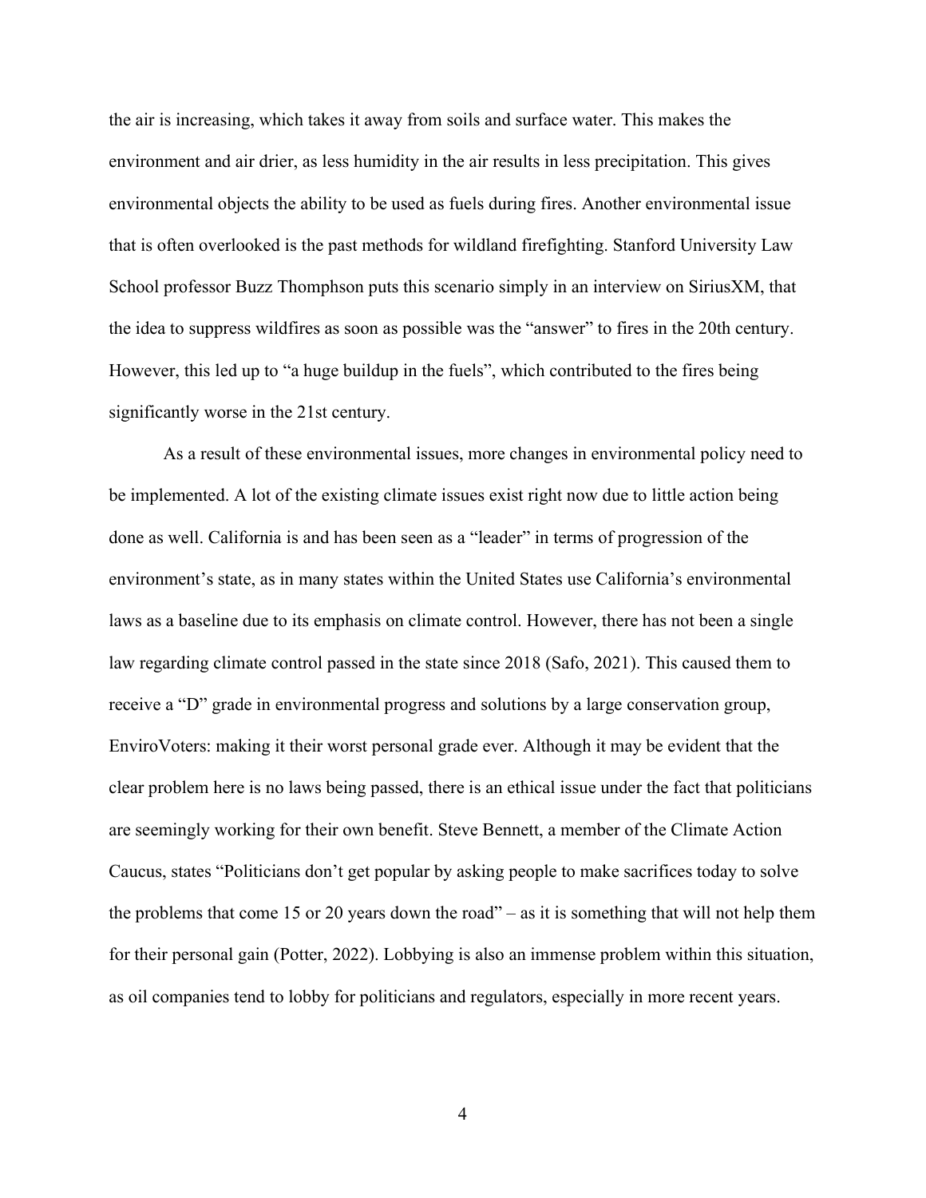the air is increasing, which takes it away from soils and surface water. This makes the environment and air drier, as less humidity in the air results in less precipitation. This gives environmental objects the ability to be used as fuels during fires. Another environmental issue that is often overlooked is the past methods for wildland firefighting. Stanford University Law School professor Buzz Thomphson puts this scenario simply in an interview on SiriusXM, that the idea to suppress wildfires as soon as possible was the "answer" to fires in the 20th century. However, this led up to "a huge buildup in the fuels", which contributed to the fires being significantly worse in the 21st century.

As a result of these environmental issues, more changes in environmental policy need to be implemented. A lot of the existing climate issues exist right now due to little action being done as well. California is and has been seen as a "leader" in terms of progression of the environment's state, as in many states within the United States use California's environmental laws as a baseline due to its emphasis on climate control. However, there has not been a single law regarding climate control passed in the state since 2018 (Safo, 2021). This caused them to receive a "D" grade in environmental progress and solutions by a large conservation group, EnviroVoters: making it their worst personal grade ever. Although it may be evident that the clear problem here is no laws being passed, there is an ethical issue under the fact that politicians are seemingly working for their own benefit. Steve Bennett, a member of the Climate Action Caucus, states "Politicians don't get popular by asking people to make sacrifices today to solve the problems that come 15 or 20 years down the road" – as it is something that will not help them for their personal gain (Potter, 2022). Lobbying is also an immense problem within this situation, as oil companies tend to lobby for politicians and regulators, especially in more recent years.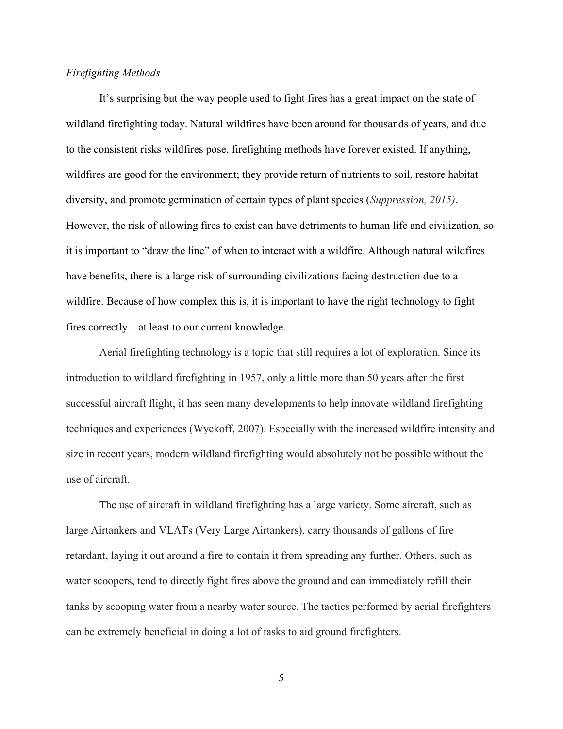*Firefighting Methods*

It's surprising but the way people used to fight fires has a great impact on the state of wildland firefighting today. Natural wildfires have been around for thousands of years, and due to the consistent risks wildfires pose, firefighting methods have forever existed. If anything, wildfires are good for the environment; they provide return of nutrients to soil, restore habitat diversity, and promote germination of certain types of plant species (*Suppression, 2015)*. However, the risk of allowing fires to exist can have detriments to human life and civilization, so it is important to "draw the line" of when to interact with a wildfire. Although natural wildfires have benefits, there is a large risk of surrounding civilizations facing destruction due to a wildfire. Because of how complex this is, it is important to have the right technology to fight fires correctly – at least to our current knowledge.

Aerial firefighting technology is a topic that still requires a lot of exploration. Since its introduction to wildland firefighting in 1957, only a little more than 50 years after the first successful aircraft flight, it has seen many developments to help innovate wildland firefighting techniques and experiences (Wyckoff, 2007). Especially with the increased wildfire intensity and size in recent years, modern wildland firefighting would absolutely not be possible without the use of aircraft.

The use of aircraft in wildland firefighting has a large variety. Some aircraft, such as large Airtankers and VLATs (Very Large Airtankers), carry thousands of gallons of fire retardant, laying it out around a fire to contain it from spreading any further. Others, such as water scoopers, tend to directly fight fires above the ground and can immediately refill their tanks by scooping water from a nearby water source. The tactics performed by aerial firefighters can be extremely beneficial in doing a lot of tasks to aid ground firefighters.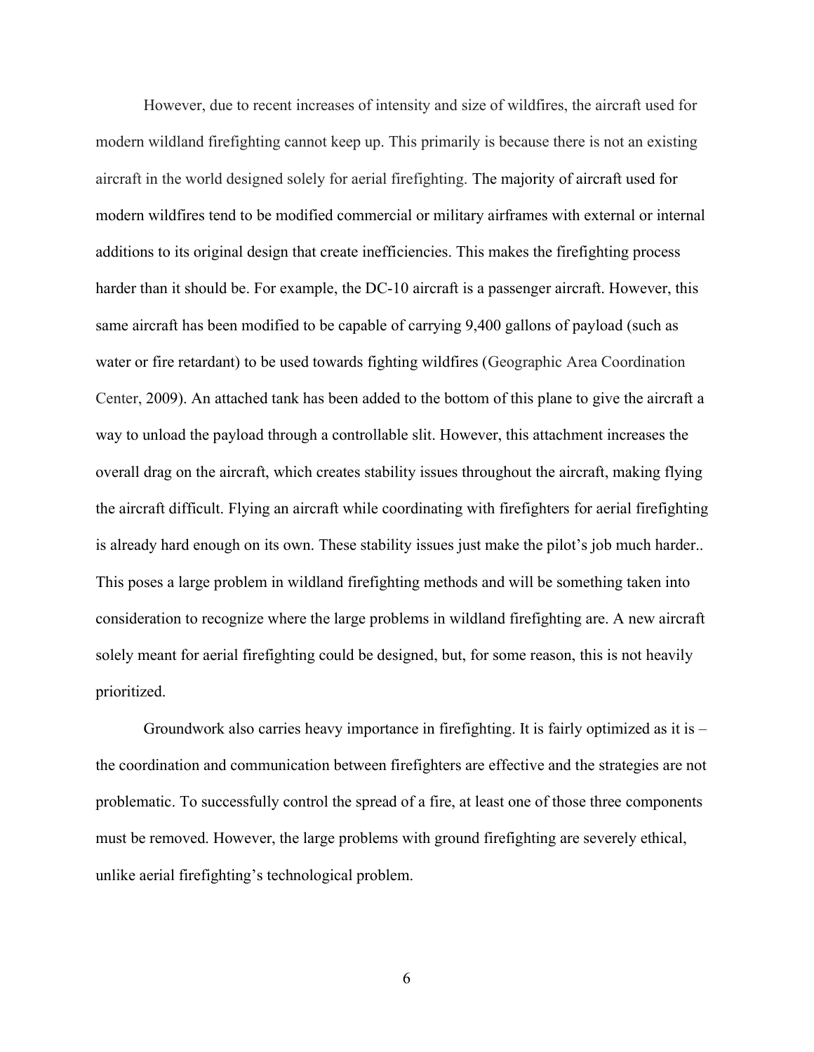However, due to recent increases of intensity and size of wildfires, the aircraft used for modern wildland firefighting cannot keep up. This primarily is because there is not an existing aircraft in the world designed solely for aerial firefighting. The majority of aircraft used for modern wildfires tend to be modified commercial or military airframes with external or internal additions to its original design that create inefficiencies. This makes the firefighting process harder than it should be. For example, the DC-10 aircraft is a passenger aircraft. However, this same aircraft has been modified to be capable of carrying 9,400 gallons of payload (such as water or fire retardant) to be used towards fighting wildfires (Geographic Area Coordination Center, 2009). An attached tank has been added to the bottom of this plane to give the aircraft a way to unload the payload through a controllable slit. However, this attachment increases the overall drag on the aircraft, which creates stability issues throughout the aircraft, making flying the aircraft difficult. Flying an aircraft while coordinating with firefighters for aerial firefighting is already hard enough on its own. These stability issues just make the pilot's job much harder.. This poses a large problem in wildland firefighting methods and will be something taken into consideration to recognize where the large problems in wildland firefighting are. A new aircraft solely meant for aerial firefighting could be designed, but, for some reason, this is not heavily prioritized.

Groundwork also carries heavy importance in firefighting. It is fairly optimized as it is – the coordination and communication between firefighters are effective and the strategies are not problematic. To successfully control the spread of a fire, at least one of those three components must be removed. However, the large problems with ground firefighting are severely ethical, unlike aerial firefighting's technological problem.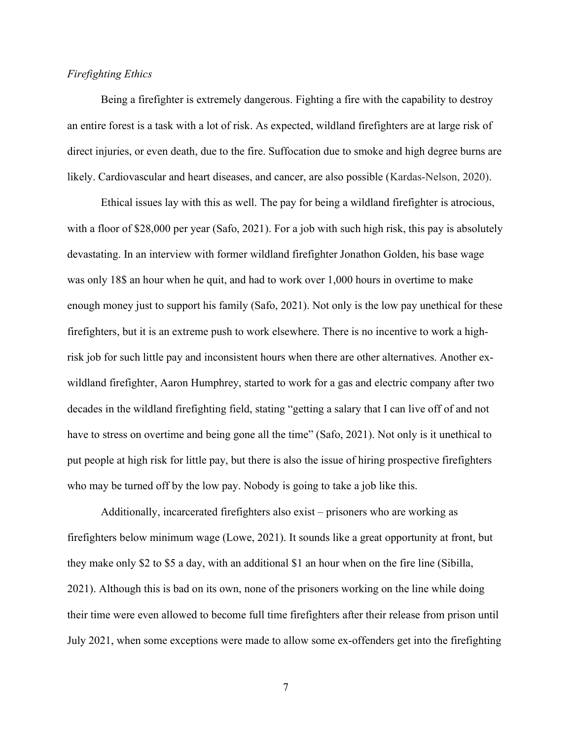*Firefighting Ethics*

Being a firefighter is extremely dangerous. Fighting a fire with the capability to destroy an entire forest is a task with a lot of risk. As expected, wildland firefighters are at large risk of direct injuries, or even death, due to the fire. Suffocation due to smoke and high degree burns are likely. Cardiovascular and heart diseases, and cancer, are also possible (Kardas-Nelson, 2020).

Ethical issues lay with this as well. The pay for being a wildland firefighter is atrocious, with a floor of $28,000 per year (Safo, 2021). For a job with such high risk, this pay is absolutely devastating. In an interview with former wildland firefighter Jonathon Golden, his base wage was only 18$ an hour when he quit, and had to work over 1,000 hours in overtime to make enough money just to support his family (Safo, 2021). Not only is the low pay unethical for these firefighters, but it is an extreme push to work elsewhere. There is no incentive to work a high-risk job for such little pay and inconsistent hours when there are other alternatives. Another ex-wildland firefighter, Aaron Humphrey, started to work for a gas and electric company after two decades in the wildland firefighting field, stating "getting a salary that I can live off of and not have to stress on overtime and being gone all the time" (Safo, 2021). Not only is it unethical to put people at high risk for little pay, but there is also the issue of hiring prospective firefighters who may be turned off by the low pay. Nobody is going to take a job like this.

Additionally, incarcerated firefighters also exist – prisoners who are working as firefighters below minimum wage (Lowe, 2021). It sounds like a great opportunity at front, but they make only $2 to $5 a day, with an additional $1 an hour when on the fire line (Sibilla, 2021). Although this is bad on its own, none of the prisoners working on the line while doing their time were even allowed to become full time firefighters after their release from prison until July 2021, when some exceptions were made to allow some ex-offenders get into the firefighting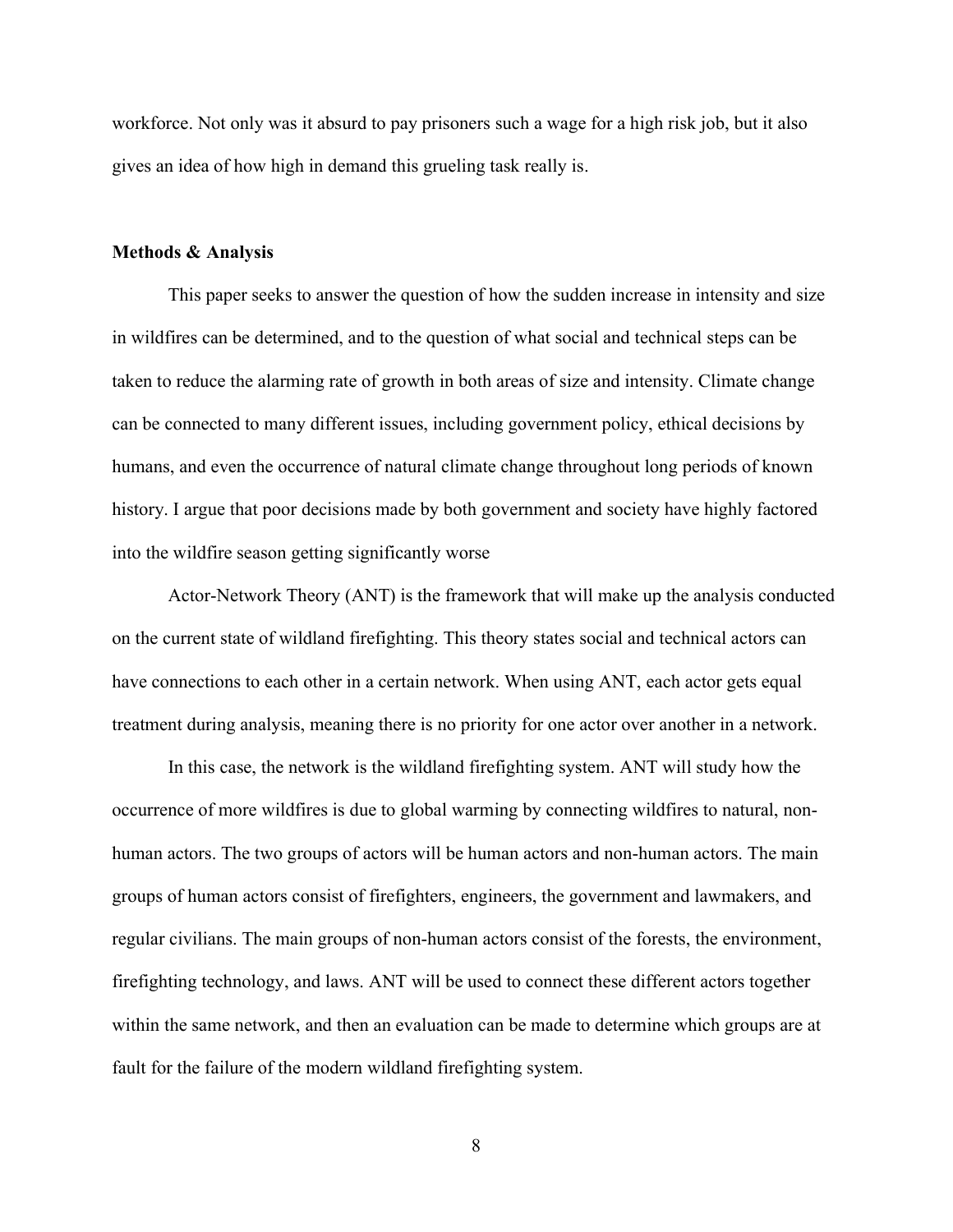workforce. Not only was it absurd to pay prisoners such a wage for a high risk job, but it also gives an idea of how high in demand this grueling task really is.

**Methods & Analysis**

This paper seeks to answer the question of how the sudden increase in intensity and size in wildfires can be determined, and to the question of what social and technical steps can be taken to reduce the alarming rate of growth in both areas of size and intensity. Climate change can be connected to many different issues, including government policy, ethical decisions by humans, and even the occurrence of natural climate change throughout long periods of known history. I argue that poor decisions made by both government and society have highly factored into the wildfire season getting significantly worse

Actor-Network Theory (ANT) is the framework that will make up the analysis conducted on the current state of wildland firefighting. This theory states social and technical actors can have connections to each other in a certain network. When using ANT, each actor gets equal treatment during analysis, meaning there is no priority for one actor over another in a network.

In this case, the network is the wildland firefighting system. ANT will study how the occurrence of more wildfires is due to global warming by connecting wildfires to natural, non-human actors. The two groups of actors will be human actors and non-human actors. The main groups of human actors consist of firefighters, engineers, the government and lawmakers, and regular civilians. The main groups of non-human actors consist of the forests, the environment, firefighting technology, and laws. ANT will be used to connect these different actors together within the same network, and then an evaluation can be made to determine which groups are at fault for the failure of the modern wildland firefighting system.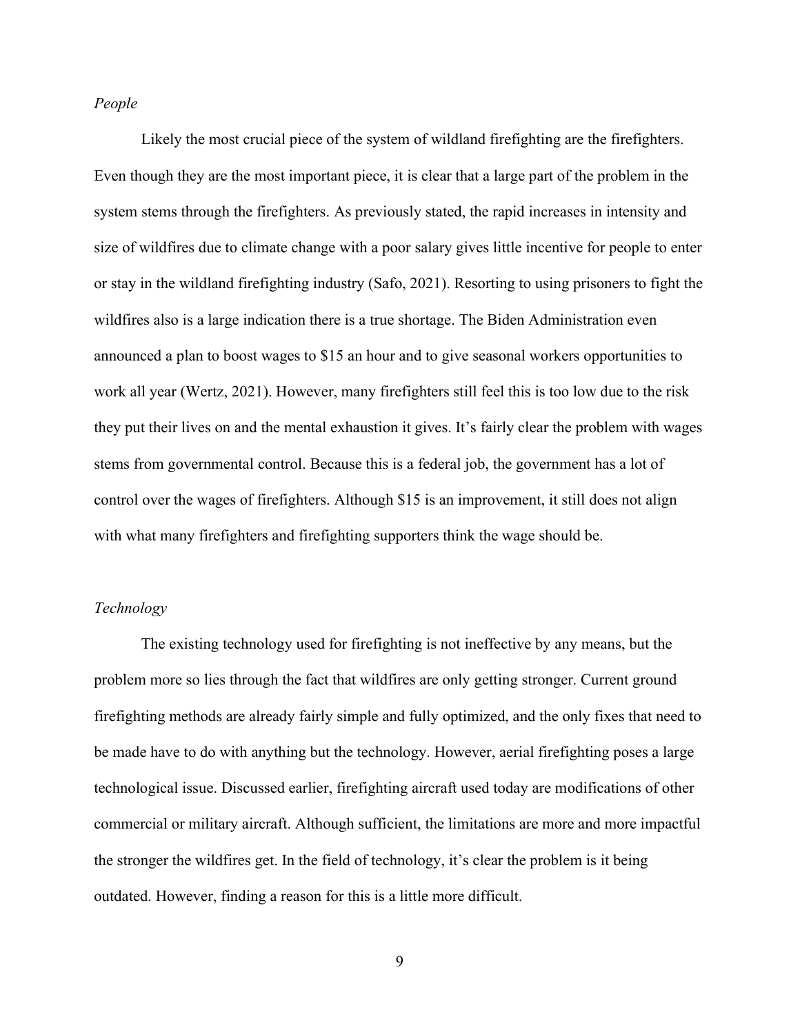*People*

Likely the most crucial piece of the system of wildland firefighting are the firefighters. Even though they are the most important piece, it is clear that a large part of the problem in the system stems through the firefighters. As previously stated, the rapid increases in intensity and size of wildfires due to climate change with a poor salary gives little incentive for people to enter or stay in the wildland firefighting industry (Safo, 2021). Resorting to using prisoners to fight the wildfires also is a large indication there is a true shortage. The Biden Administration even announced a plan to boost wages to $15 an hour and to give seasonal workers opportunities to work all year (Wertz, 2021). However, many firefighters still feel this is too low due to the risk they put their lives on and the mental exhaustion it gives. It's fairly clear the problem with wages stems from governmental control. Because this is a federal job, the government has a lot of control over the wages of firefighters. Although $15 is an improvement, it still does not align with what many firefighters and firefighting supporters think the wage should be.

*Technology*

The existing technology used for firefighting is not ineffective by any means, but the problem more so lies through the fact that wildfires are only getting stronger. Current ground firefighting methods are already fairly simple and fully optimized, and the only fixes that need to be made have to do with anything but the technology. However, aerial firefighting poses a large technological issue. Discussed earlier, firefighting aircraft used today are modifications of other commercial or military aircraft. Although sufficient, the limitations are more and more impactful the stronger the wildfires get. In the field of technology, it's clear the problem is it being outdated. However, finding a reason for this is a little more difficult.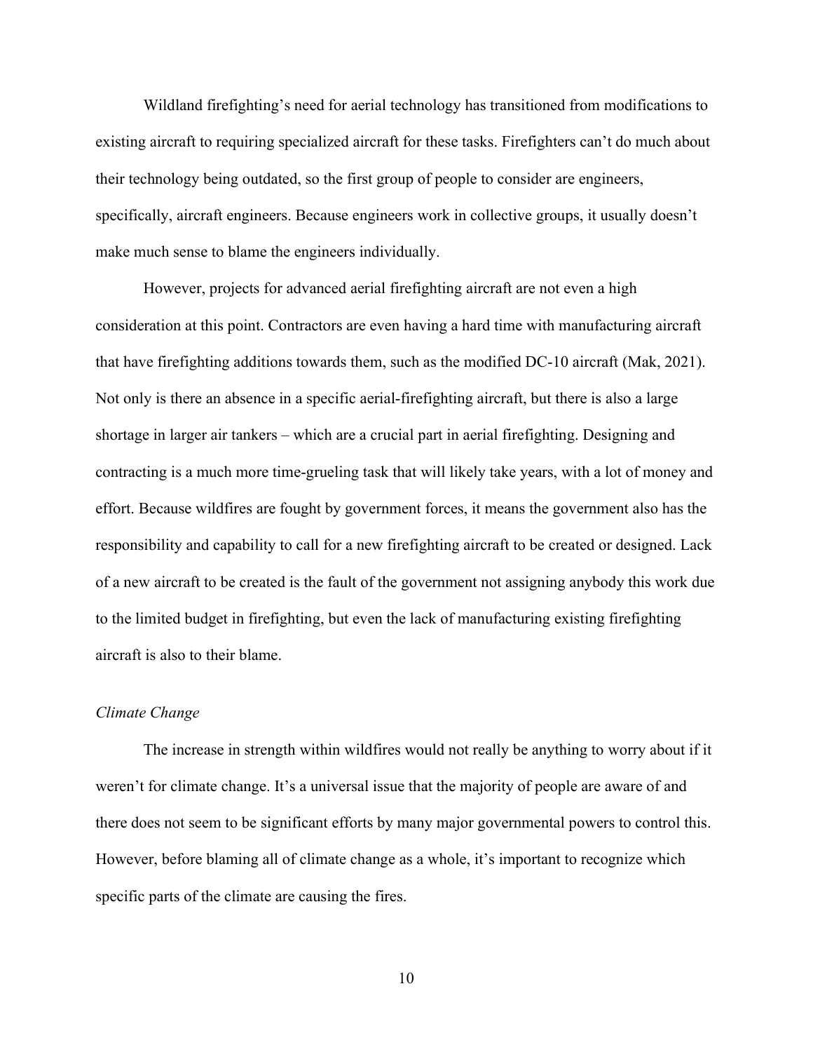Wildland firefighting's need for aerial technology has transitioned from modifications to existing aircraft to requiring specialized aircraft for these tasks. Firefighters can't do much about their technology being outdated, so the first group of people to consider are engineers, specifically, aircraft engineers. Because engineers work in collective groups, it usually doesn't make much sense to blame the engineers individually.

However, projects for advanced aerial firefighting aircraft are not even a high consideration at this point. Contractors are even having a hard time with manufacturing aircraft that have firefighting additions towards them, such as the modified DC-10 aircraft (Mak, 2021). Not only is there an absence in a specific aerial-firefighting aircraft, but there is also a large shortage in larger air tankers – which are a crucial part in aerial firefighting. Designing and contracting is a much more time-grueling task that will likely take years, with a lot of money and effort. Because wildfires are fought by government forces, it means the government also has the responsibility and capability to call for a new firefighting aircraft to be created or designed. Lack of a new aircraft to be created is the fault of the government not assigning anybody this work due to the limited budget in firefighting, but even the lack of manufacturing existing firefighting aircraft is also to their blame.

*Climate Change*

The increase in strength within wildfires would not really be anything to worry about if it weren't for climate change. It's a universal issue that the majority of people are aware of and there does not seem to be significant efforts by many major governmental powers to control this. However, before blaming all of climate change as a whole, it's important to recognize which specific parts of the climate are causing the fires.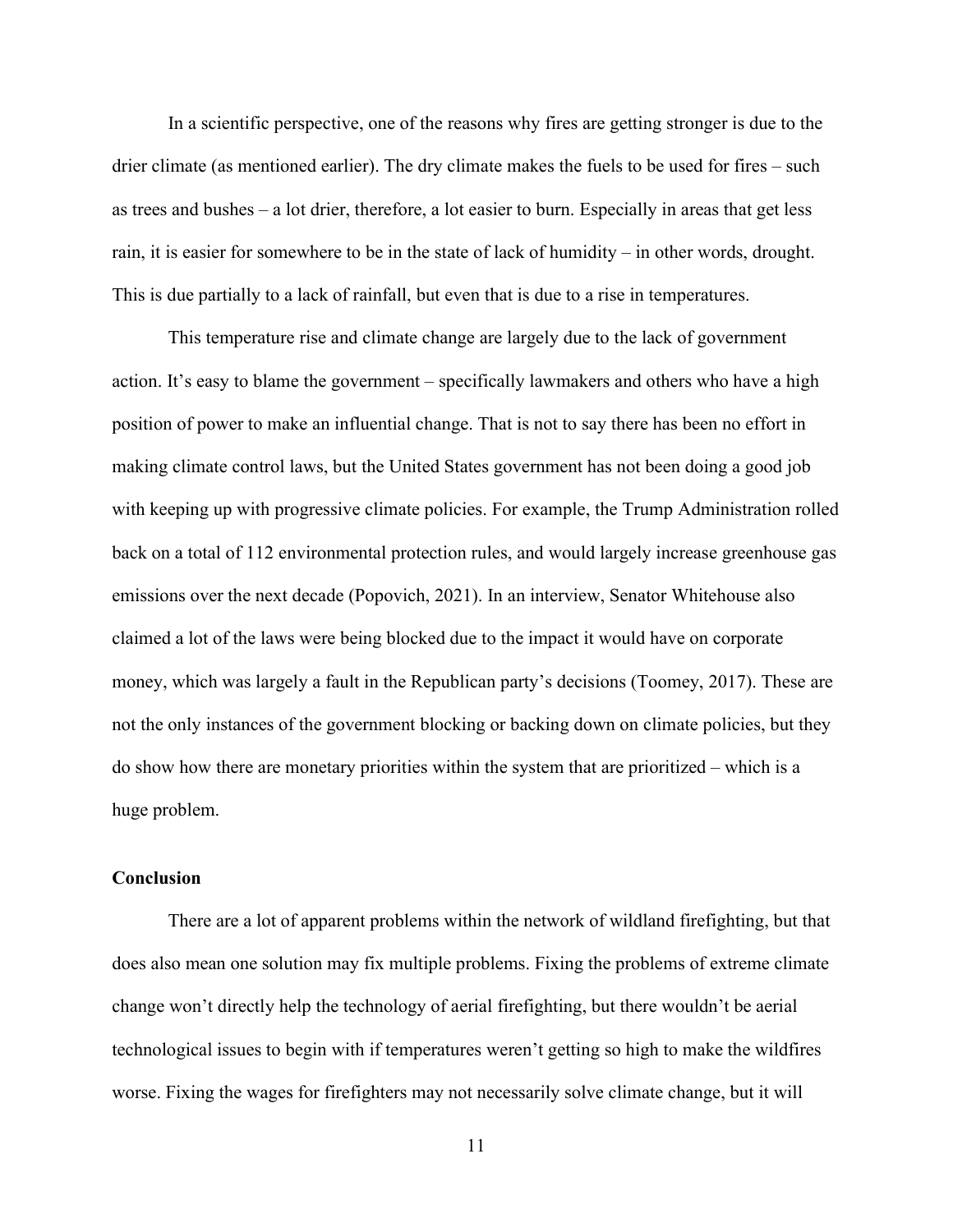In a scientific perspective, one of the reasons why fires are getting stronger is due to the drier climate (as mentioned earlier). The dry climate makes the fuels to be used for fires – such as trees and bushes – a lot drier, therefore, a lot easier to burn. Especially in areas that get less rain, it is easier for somewhere to be in the state of lack of humidity – in other words, drought. This is due partially to a lack of rainfall, but even that is due to a rise in temperatures.

This temperature rise and climate change are largely due to the lack of government action. It's easy to blame the government – specifically lawmakers and others who have a high position of power to make an influential change. That is not to say there has been no effort in making climate control laws, but the United States government has not been doing a good job with keeping up with progressive climate policies. For example, the Trump Administration rolled back on a total of 112 environmental protection rules, and would largely increase greenhouse gas emissions over the next decade (Popovich, 2021). In an interview, Senator Whitehouse also claimed a lot of the laws were being blocked due to the impact it would have on corporate money, which was largely a fault in the Republican party's decisions (Toomey, 2017). These are not the only instances of the government blocking or backing down on climate policies, but they do show how there are monetary priorities within the system that are prioritized – which is a huge problem.

## Conclusion

There are a lot of apparent problems within the network of wildland firefighting, but that does also mean one solution may fix multiple problems. Fixing the problems of extreme climate change won't directly help the technology of aerial firefighting, but there wouldn't be aerial technological issues to begin with if temperatures weren't getting so high to make the wildfires worse. Fixing the wages for firefighters may not necessarily solve climate change, but it will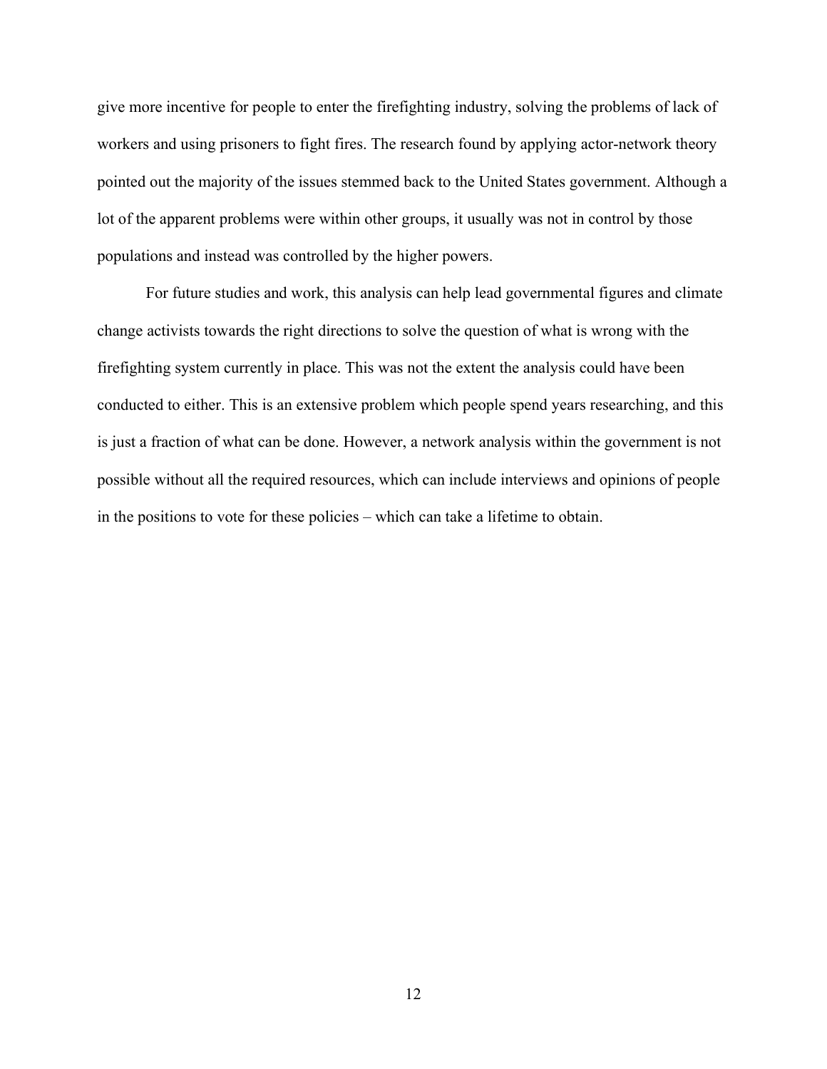give more incentive for people to enter the firefighting industry, solving the problems of lack of workers and using prisoners to fight fires. The research found by applying actor-network theory pointed out the majority of the issues stemmed back to the United States government. Although a lot of the apparent problems were within other groups, it usually was not in control by those populations and instead was controlled by the higher powers.

For future studies and work, this analysis can help lead governmental figures and climate change activists towards the right directions to solve the question of what is wrong with the firefighting system currently in place. This was not the extent the analysis could have been conducted to either. This is an extensive problem which people spend years researching, and this is just a fraction of what can be done. However, a network analysis within the government is not possible without all the required resources, which can include interviews and opinions of people in the positions to vote for these policies – which can take a lifetime to obtain.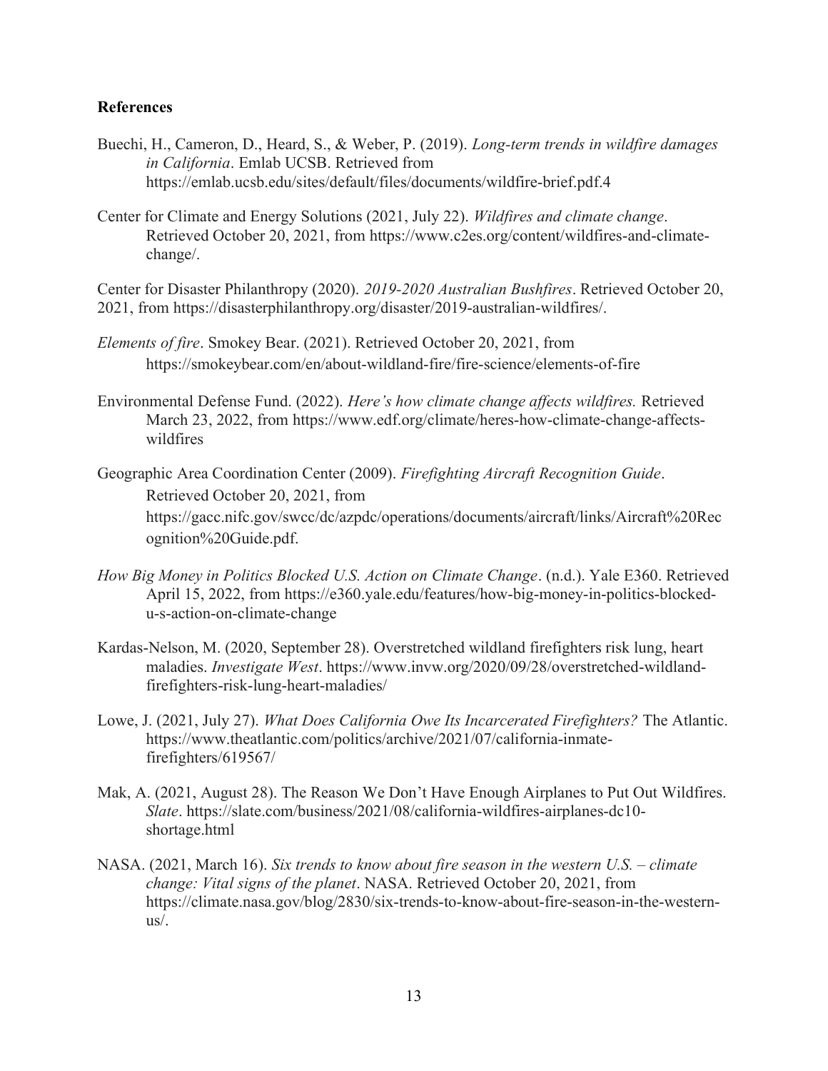## References

Buechi, H., Cameron, D., Heard, S., & Weber, P. (2019). *Long-term trends in wildfire damages in California*. Emlab UCSB. Retrieved from https://emlab.ucsb.edu/sites/default/files/documents/wildfire-brief.pdf.4

Center for Climate and Energy Solutions (2021, July 22). *Wildfires and climate change*. Retrieved October 20, 2021, from https://www.c2es.org/content/wildfires-and-climate-change/.

Center for Disaster Philanthropy (2020). *2019-2020 Australian Bushfires*. Retrieved October 20, 2021, from https://disasterphilanthropy.org/disaster/2019-australian-wildfires/.

*Elements of fire*. Smokey Bear. (2021). Retrieved October 20, 2021, from https://smokeybear.com/en/about-wildland-fire/fire-science/elements-of-fire

Environmental Defense Fund. (2022). *Here's how climate change affects wildfires.* Retrieved March 23, 2022, from https://www.edf.org/climate/heres-how-climate-change-affects-wildfires

Geographic Area Coordination Center (2009). *Firefighting Aircraft Recognition Guide*. Retrieved October 20, 2021, from https://gacc.nifc.gov/swcc/dc/azpdc/operations/documents/aircraft/links/Aircraft%20Recognition%20Guide.pdf.

*How Big Money in Politics Blocked U.S. Action on Climate Change*. (n.d.). Yale E360. Retrieved April 15, 2022, from https://e360.yale.edu/features/how-big-money-in-politics-blocked-u-s-action-on-climate-change

Kardas-Nelson, M. (2020, September 28). Overstretched wildland firefighters risk lung, heart maladies. *Investigate West*. https://www.invw.org/2020/09/28/overstretched-wildland-firefighters-risk-lung-heart-maladies/

Lowe, J. (2021, July 27). *What Does California Owe Its Incarcerated Firefighters?* The Atlantic. https://www.theatlantic.com/politics/archive/2021/07/california-inmate-firefighters/619567/

Mak, A. (2021, August 28). The Reason We Don't Have Enough Airplanes to Put Out Wildfires. *Slate*. https://slate.com/business/2021/08/california-wildfires-airplanes-dc10-shortage.html

NASA. (2021, March 16). *Six trends to know about fire season in the western U.S. – climate change: Vital signs of the planet*. NASA. Retrieved October 20, 2021, from https://climate.nasa.gov/blog/2830/six-trends-to-know-about-fire-season-in-the-western-us/.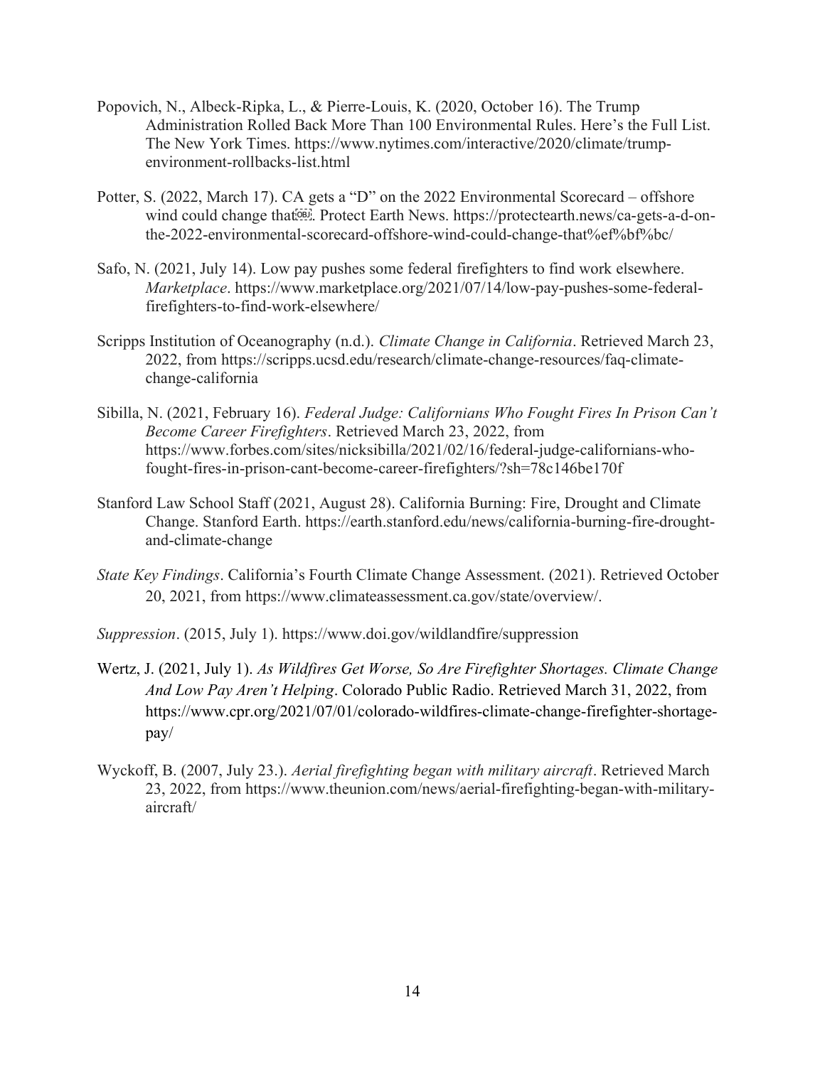Popovich, N., Albeck-Ripka, L., & Pierre-Louis, K. (2020, October 16). The Trump Administration Rolled Back More Than 100 Environmental Rules. Here's the Full List. The New York Times. https://www.nytimes.com/interactive/2020/climate/trump-environment-rollbacks-list.html

Potter, S. (2022, March 17). CA gets a "D" on the 2022 Environmental Scorecard – offshore wind could change that￼. Protect Earth News. https://protectearth.news/ca-gets-a-d-on-the-2022-environmental-scorecard-offshore-wind-could-change-that%ef%bf%bc/

Safo, N. (2021, July 14). Low pay pushes some federal firefighters to find work elsewhere. *Marketplace*. https://www.marketplace.org/2021/07/14/low-pay-pushes-some-federal-firefighters-to-find-work-elsewhere/

Scripps Institution of Oceanography (n.d.). *Climate Change in California*. Retrieved March 23, 2022, from https://scripps.ucsd.edu/research/climate-change-resources/faq-climate-change-california

Sibilla, N. (2021, February 16). *Federal Judge: Californians Who Fought Fires In Prison Can't Become Career Firefighters*. Retrieved March 23, 2022, from https://www.forbes.com/sites/nicksibilla/2021/02/16/federal-judge-californians-who-fought-fires-in-prison-cant-become-career-firefighters/?sh=78c146be170f

Stanford Law School Staff (2021, August 28). California Burning: Fire, Drought and Climate Change. Stanford Earth. https://earth.stanford.edu/news/california-burning-fire-drought-and-climate-change

*State Key Findings*. California's Fourth Climate Change Assessment. (2021). Retrieved October 20, 2021, from https://www.climateassessment.ca.gov/state/overview/.

*Suppression*. (2015, July 1). https://www.doi.gov/wildlandfire/suppression

Wertz, J. (2021, July 1). *As Wildfires Get Worse, So Are Firefighter Shortages. Climate Change And Low Pay Aren't Helping*. Colorado Public Radio. Retrieved March 31, 2022, from https://www.cpr.org/2021/07/01/colorado-wildfires-climate-change-firefighter-shortage-pay/

Wyckoff, B. (2007, July 23.). *Aerial firefighting began with military aircraft*. Retrieved March 23, 2022, from https://www.theunion.com/news/aerial-firefighting-began-with-military-aircraft/